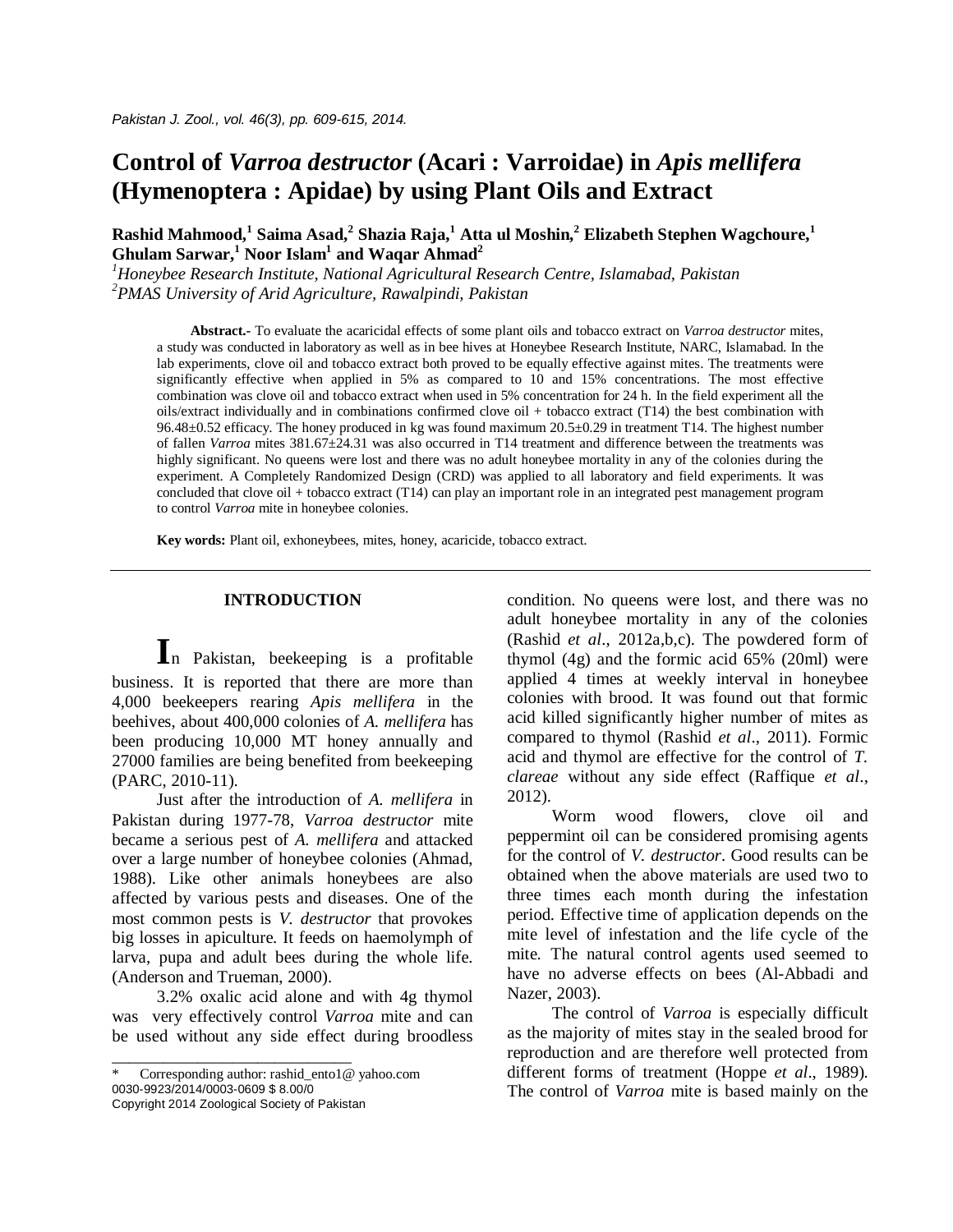# Control of *Varroa destructor* (Acari : Varroidae) in *Apis mellifera* (Hymenoptera : Apidae) by using Plant Oils and Extract

**Rashid Mahmood,[1] Saima Asad,[2] Shazia Raja,[1] Atta ul Moshin,[2] Elizabeth Stephen Wagchoure,[1] Ghulam Sarwar,[1] Noor Islam[1] and Waqar Ahmad[2]**

*[1]Honeybee Research Institute, National Agricultural Research Centre, Islamabad, Pakistan*
*[2]PMAS University of Arid Agriculture, Rawalpindi, Pakistan*

**Abstract.-** To evaluate the acaricidal effects of some plant oils and tobacco extract on *Varroa destructor* mites, a study was conducted in laboratory as well as in bee hives at Honeybee Research Institute, NARC, Islamabad. In the lab experiments, clove oil and tobacco extract both proved to be equally effective against mites. The treatments were significantly effective when applied in 5% as compared to 10 and 15% concentrations. The most effective combination was clove oil and tobacco extract when used in 5% concentration for 24 h. In the field experiment all the oils/extract individually and in combinations confirmed clove oil + tobacco extract (T14) the best combination with 96.48±0.52 efficacy. The honey produced in kg was found maximum 20.5±0.29 in treatment T14. The highest number of fallen *Varroa* mites 381.67±24.31 was also occurred in T14 treatment and difference between the treatments was highly significant. No queens were lost and there was no adult honeybee mortality in any of the colonies during the experiment. A Completely Randomized Design (CRD) was applied to all laboratory and field experiments. It was concluded that clove oil + tobacco extract (T14) can play an important role in an integrated pest management program to control *Varroa* mite in honeybee colonies.

**Key words:** Plant oil, exhoneybees, mites, honey, acaricide, tobacco extract.

## INTRODUCTION

In Pakistan, beekeeping is a profitable business. It is reported that there are more than 4,000 beekeepers rearing *Apis mellifera* in the beehives, about 400,000 colonies of *A. mellifera* has been producing 10,000 MT honey annually and 27000 families are being benefited from beekeeping (PARC, 2010-11).

Just after the introduction of *A. mellifera* in Pakistan during 1977-78, *Varroa destructor* mite became a serious pest of *A. mellifera* and attacked over a large number of honeybee colonies (Ahmad, 1988). Like other animals honeybees are also affected by various pests and diseases. One of the most common pests is *V. destructor* that provokes big losses in apiculture. It feeds on haemolymph of larva, pupa and adult bees during the whole life. (Anderson and Trueman, 2000).

3.2% oxalic acid alone and with 4g thymol was very effectively control *Varroa* mite and can be used without any side effect during broodless condition. No queens were lost, and there was no adult honeybee mortality in any of the colonies (Rashid *et al*., 2012a,b,c). The powdered form of thymol (4g) and the formic acid 65% (20ml) were applied 4 times at weekly interval in honeybee colonies with brood. It was found out that formic acid killed significantly higher number of mites as compared to thymol (Rashid *et al*., 2011). Formic acid and thymol are effective for the control of *T. clareae* without any side effect (Raffique *et al*., 2012).

Worm wood flowers, clove oil and peppermint oil can be considered promising agents for the control of *V. destructor*. Good results can be obtained when the above materials are used two to three times each month during the infestation period. Effective time of application depends on the mite level of infestation and the life cycle of the mite. The natural control agents used seemed to have no adverse effects on bees (Al-Abbadi and Nazer, 2003).

The control of *Varroa* is especially difficult as the majority of mites stay in the sealed brood for reproduction and are therefore well protected from different forms of treatment (Hoppe *et al*., 1989). The control of *Varroa* mite is based mainly on the

\* Corresponding author: rashid_ento1@ yahoo.com
0030-9923/2014/0003-0609 $ 8.00/0
Copyright 2014 Zoological Society of Pakistan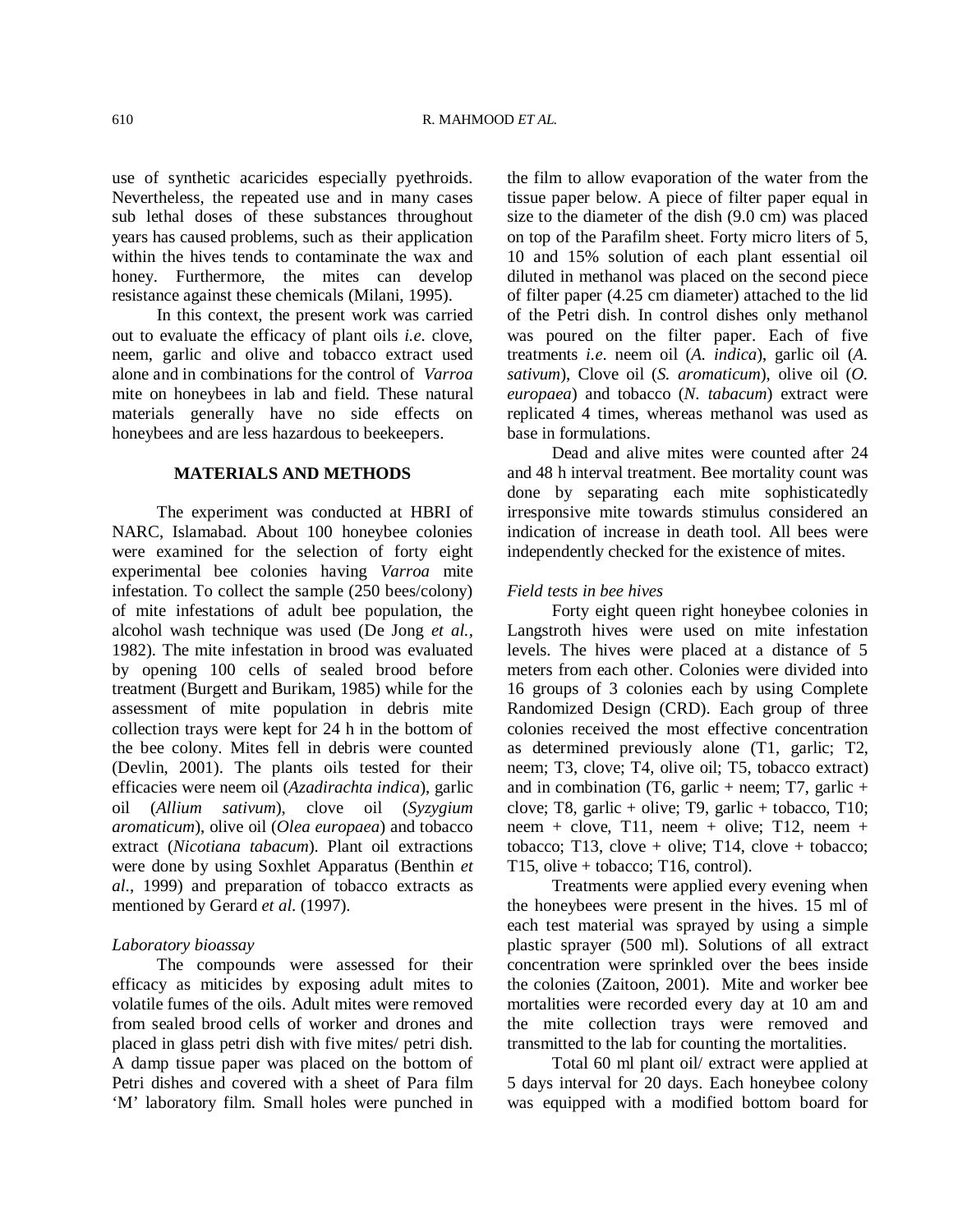use of synthetic acaricides especially pyethroids. Nevertheless, the repeated use and in many cases sub lethal doses of these substances throughout years has caused problems, such as their application within the hives tends to contaminate the wax and honey. Furthermore, the mites can develop resistance against these chemicals (Milani, 1995).

In this context, the present work was carried out to evaluate the efficacy of plant oils *i.e*. clove, neem, garlic and olive and tobacco extract used alone and in combinations for the control of *Varroa* mite on honeybees in lab and field. These natural materials generally have no side effects on honeybees and are less hazardous to beekeepers.

## MATERIALS AND METHODS

The experiment was conducted at HBRI of NARC, Islamabad. About 100 honeybee colonies were examined for the selection of forty eight experimental bee colonies having *Varroa* mite infestation. To collect the sample (250 bees/colony) of mite infestations of adult bee population, the alcohol wash technique was used (De Jong *et al.*, 1982). The mite infestation in brood was evaluated by opening 100 cells of sealed brood before treatment (Burgett and Burikam, 1985) while for the assessment of mite population in debris mite collection trays were kept for 24 h in the bottom of the bee colony. Mites fell in debris were counted (Devlin, 2001). The plants oils tested for their efficacies were neem oil (*Azadirachta indica*), garlic oil (*Allium sativum*), clove oil (*Syzygium aromaticum*), olive oil (*Olea europaea*) and tobacco extract (*Nicotiana tabacum*). Plant oil extractions were done by using Soxhlet Apparatus (Benthin *et al*., 1999) and preparation of tobacco extracts as mentioned by Gerard *et al*. (1997).

### *Laboratory bioassay*

The compounds were assessed for their efficacy as miticides by exposing adult mites to volatile fumes of the oils. Adult mites were removed from sealed brood cells of worker and drones and placed in glass petri dish with five mites/ petri dish. A damp tissue paper was placed on the bottom of Petri dishes and covered with a sheet of Para film 'M' laboratory film. Small holes were punched in the film to allow evaporation of the water from the tissue paper below. A piece of filter paper equal in size to the diameter of the dish (9.0 cm) was placed on top of the Parafilm sheet. Forty micro liters of 5, 10 and 15% solution of each plant essential oil diluted in methanol was placed on the second piece of filter paper (4.25 cm diameter) attached to the lid of the Petri dish. In control dishes only methanol was poured on the filter paper. Each of five treatments *i.e*. neem oil (*A. indica*), garlic oil (*A. sativum*), Clove oil (*S. aromaticum*), olive oil (*O. europaea*) and tobacco (*N. tabacum*) extract were replicated 4 times, whereas methanol was used as base in formulations.

Dead and alive mites were counted after 24 and 48 h interval treatment. Bee mortality count was done by separating each mite sophisticatedly irresponsive mite towards stimulus considered an indication of increase in death tool. All bees were independently checked for the existence of mites.

### *Field tests in bee hives*

Forty eight queen right honeybee colonies in Langstroth hives were used on mite infestation levels. The hives were placed at a distance of 5 meters from each other. Colonies were divided into 16 groups of 3 colonies each by using Complete Randomized Design (CRD). Each group of three colonies received the most effective concentration as determined previously alone (T1, garlic; T2, neem; T3, clove; T4, olive oil; T5, tobacco extract) and in combination (T6, garlic + neem; T7, garlic + clove; T8, garlic + olive; T9, garlic + tobacco, T10; neem + clove, T11, neem + olive; T12, neem + tobacco; T13, clove + olive; T14, clove + tobacco; T15, olive + tobacco; T16, control).

Treatments were applied every evening when the honeybees were present in the hives. 15 ml of each test material was sprayed by using a simple plastic sprayer (500 ml). Solutions of all extract concentration were sprinkled over the bees inside the colonies (Zaitoon, 2001). Mite and worker bee mortalities were recorded every day at 10 am and the mite collection trays were removed and transmitted to the lab for counting the mortalities.

Total 60 ml plant oil/ extract were applied at 5 days interval for 20 days. Each honeybee colony was equipped with a modified bottom board for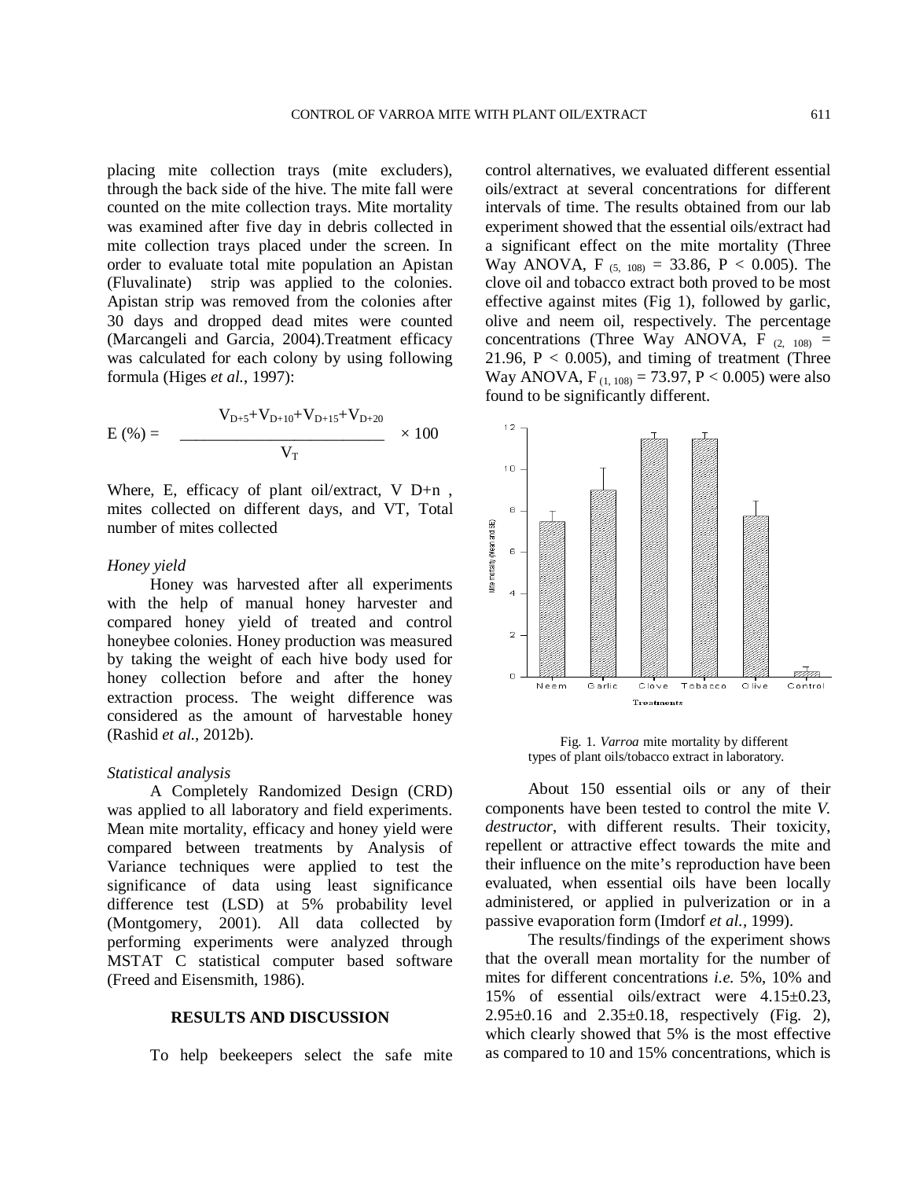placing mite collection trays (mite excluders), through the back side of the hive. The mite fall were counted on the mite collection trays. Mite mortality was examined after five day in debris collected in mite collection trays placed under the screen. In order to evaluate total mite population an Apistan (Fluvalinate) strip was applied to the colonies. Apistan strip was removed from the colonies after 30 days and dropped dead mites were counted (Marcangeli and Garcia, 2004).Treatment efficacy was calculated for each colony by using following formula (Higes *et al.*, 1997):

$$E\ (\%) = \frac{V_{D+5}+V_{D+10}+V_{D+15}+V_{D+20}}{V_T} \times 100$$

Where, E, efficacy of plant oil/extract, V D+n , mites collected on different days, and VT, Total number of mites collected

*Honey yield*

Honey was harvested after all experiments with the help of manual honey harvester and compared honey yield of treated and control honeybee colonies. Honey production was measured by taking the weight of each hive body used for honey collection before and after the honey extraction process. The weight difference was considered as the amount of harvestable honey (Rashid *et al.*, 2012b).

*Statistical analysis*

A Completely Randomized Design (CRD) was applied to all laboratory and field experiments. Mean mite mortality, efficacy and honey yield were compared between treatments by Analysis of Variance techniques were applied to test the significance of data using least significance difference test (LSD) at 5% probability level (Montgomery, 2001). All data collected by performing experiments were analyzed through MSTAT C statistical computer based software (Freed and Eisensmith, 1986).

## RESULTS AND DISCUSSION

To help beekeepers select the safe mite control alternatives, we evaluated different essential oils/extract at several concentrations for different intervals of time. The results obtained from our lab experiment showed that the essential oils/extract had a significant effect on the mite mortality (Three Way ANOVA, $F_{(5, 108)} = 33.86$, $P < 0.005$). The clove oil and tobacco extract both proved to be most effective against mites (Fig 1), followed by garlic, olive and neem oil, respectively. The percentage concentrations (Three Way ANOVA, $F_{(2, 108)} = 21.96$, $P < 0.005$), and timing of treatment (Three Way ANOVA, $F_{(1, 108)} = 73.97$, $P < 0.005$) were also found to be significantly different.

Fig. 1. *Varroa* mite mortality by different types of plant oils/tobacco extract in laboratory.

About 150 essential oils or any of their components have been tested to control the mite *V. destructor*, with different results. Their toxicity, repellent or attractive effect towards the mite and their influence on the mite's reproduction have been evaluated, when essential oils have been locally administered, or applied in pulverization or in a passive evaporation form (Imdorf *et al.*, 1999).

The results/findings of the experiment shows that the overall mean mortality for the number of mites for different concentrations *i.e.* 5%, 10% and 15% of essential oils/extract were 4.15±0.23, 2.95±0.16 and 2.35±0.18, respectively (Fig. 2), which clearly showed that 5% is the most effective as compared to 10 and 15% concentrations, which is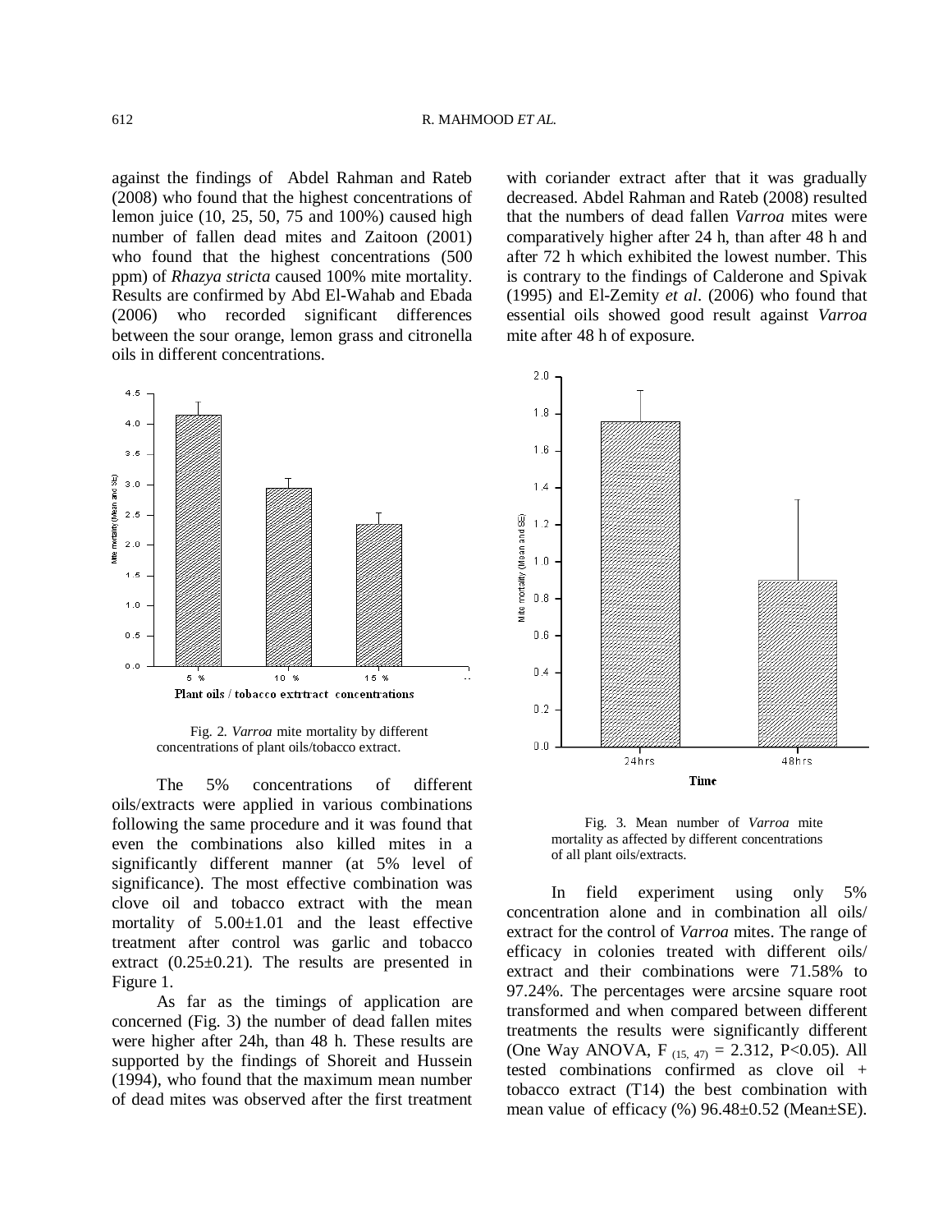against the findings of Abdel Rahman and Rateb (2008) who found that the highest concentrations of lemon juice (10, 25, 50, 75 and 100%) caused high number of fallen dead mites and Zaitoon (2001) who found that the highest concentrations (500 ppm) of *Rhazya stricta* caused 100% mite mortality. Results are confirmed by Abd El-Wahab and Ebada (2006) who recorded significant differences between the sour orange, lemon grass and citronella oils in different concentrations.

Fig. 2. *Varroa* mite mortality by different concentrations of plant oils/tobacco extract.

The 5% concentrations of different oils/extracts were applied in various combinations following the same procedure and it was found that even the combinations also killed mites in a significantly different manner (at 5% level of significance). The most effective combination was clove oil and tobacco extract with the mean mortality of 5.00±1.01 and the least effective treatment after control was garlic and tobacco extract (0.25±0.21). The results are presented in Figure 1.

As far as the timings of application are concerned (Fig. 3) the number of dead fallen mites were higher after 24h, than 48 h. These results are supported by the findings of Shoreit and Hussein (1994), who found that the maximum mean number of dead mites was observed after the first treatment with coriander extract after that it was gradually decreased. Abdel Rahman and Rateb (2008) resulted that the numbers of dead fallen *Varroa* mites were comparatively higher after 24 h, than after 48 h and after 72 h which exhibited the lowest number. This is contrary to the findings of Calderone and Spivak (1995) and El-Zemity *et al*. (2006) who found that essential oils showed good result against *Varroa* mite after 48 h of exposure.

Fig. 3. Mean number of *Varroa* mite mortality as affected by different concentrations of all plant oils/extracts.

In field experiment using only 5% concentration alone and in combination all oils/ extract for the control of *Varroa* mites. The range of efficacy in colonies treated with different oils/ extract and their combinations were 71.58% to 97.24%. The percentages were arcsine square root transformed and when compared between different treatments the results were significantly different (One Way ANOVA, $F_{(15, 47)} = 2.312$, $P<0.05$). All tested combinations confirmed as clove oil + tobacco extract (T14) the best combination with mean value of efficacy (%) 96.48±0.52 (Mean±SE).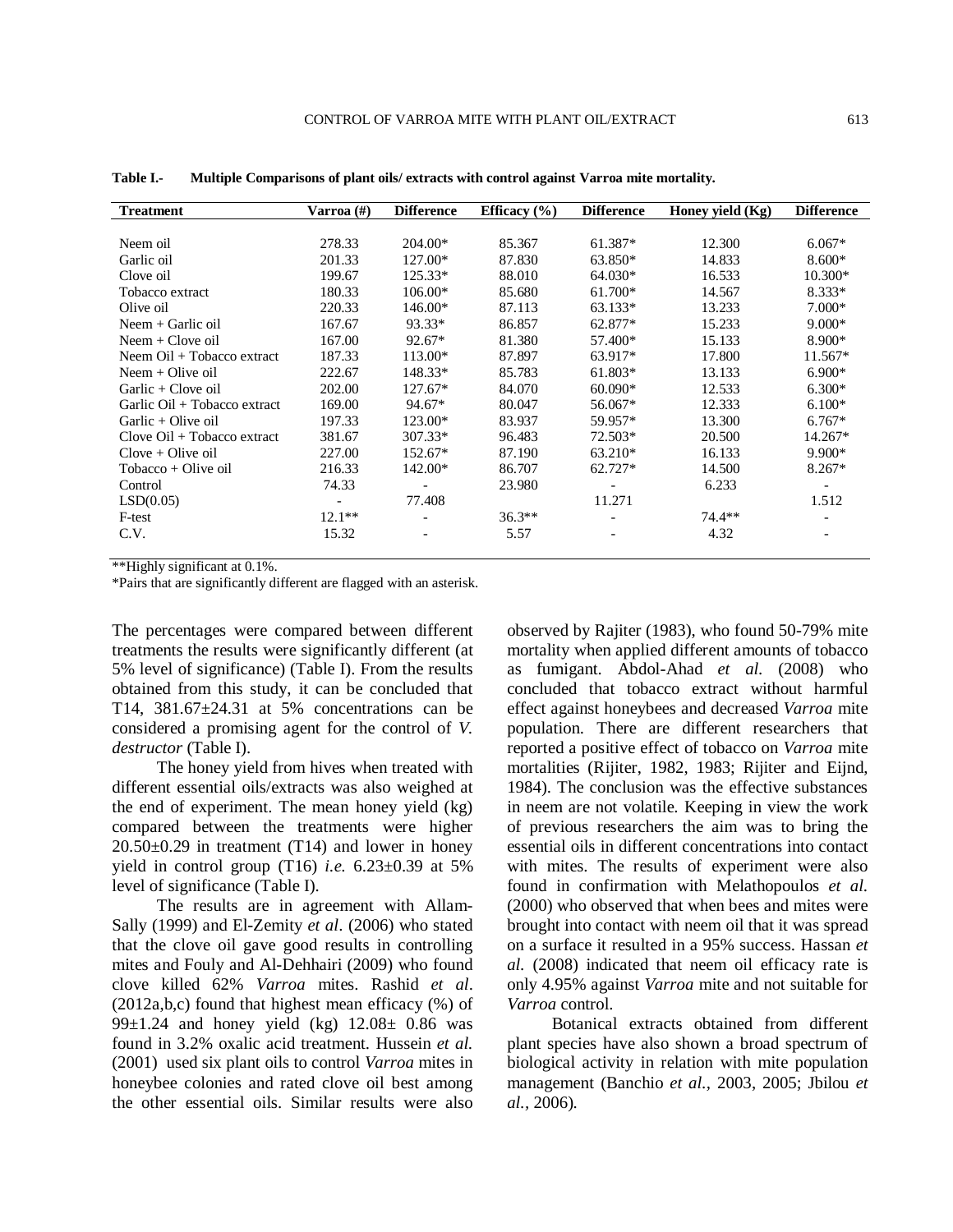**Table I.-  Multiple Comparisons of plant oils/ extracts with control against Varroa mite mortality.**

| Treatment | Varroa (#) | Difference | Efficacy (%) | Difference | Honey yield (Kg) | Difference |
|---|---|---|---|---|---|---|
| Neem oil | 278.33 | 204.00* | 85.367 | 61.387* | 12.300 | 6.067* |
| Garlic oil | 201.33 | 127.00* | 87.830 | 63.850* | 14.833 | 8.600* |
| Clove oil | 199.67 | 125.33* | 88.010 | 64.030* | 16.533 | 10.300* |
| Tobacco extract | 180.33 | 106.00* | 85.680 | 61.700* | 14.567 | 8.333* |
| Olive oil | 220.33 | 146.00* | 87.113 | 63.133* | 13.233 | 7.000* |
| Neem + Garlic oil | 167.67 | 93.33* | 86.857 | 62.877* | 15.233 | 9.000* |
| Neem + Clove oil | 167.00 | 92.67* | 81.380 | 57.400* | 15.133 | 8.900* |
| Neem Oil + Tobacco extract | 187.33 | 113.00* | 87.897 | 63.917* | 17.800 | 11.567* |
| Neem + Olive oil | 222.67 | 148.33* | 85.783 | 61.803* | 13.133 | 6.900* |
| Garlic + Clove oil | 202.00 | 127.67* | 84.070 | 60.090* | 12.533 | 6.300* |
| Garlic Oil + Tobacco extract | 169.00 | 94.67* | 80.047 | 56.067* | 12.333 | 6.100* |
| Garlic + Olive oil | 197.33 | 123.00* | 83.937 | 59.957* | 13.300 | 6.767* |
| Clove Oil + Tobacco extract | 381.67 | 307.33* | 96.483 | 72.503* | 20.500 | 14.267* |
| Clove + Olive oil | 227.00 | 152.67* | 87.190 | 63.210* | 16.133 | 9.900* |
| Tobacco + Olive oil | 216.33 | 142.00* | 86.707 | 62.727* | 14.500 | 8.267* |
| Control | 74.33 | - | 23.980 | - | 6.233 | - |
| LSD(0.05) | - | 77.408 | | 11.271 | | 1.512 |
| F-test | 12.1** | - | 36.3** | - | 74.4** | - |
| C.V. | 15.32 | - | 5.57 | - | 4.32 | - |

**Highly significant at 0.1%.
*Pairs that are significantly different are flagged with an asterisk.

The percentages were compared between different treatments the results were significantly different (at 5% level of significance) (Table I). From the results obtained from this study, it can be concluded that T14, 381.67±24.31 at 5% concentrations can be considered a promising agent for the control of *V. destructor* (Table I).

The honey yield from hives when treated with different essential oils/extracts was also weighed at the end of experiment. The mean honey yield (kg) compared between the treatments were higher 20.50±0.29 in treatment (T14) and lower in honey yield in control group (T16) *i.e.* 6.23±0.39 at 5% level of significance (Table I).

The results are in agreement with Allam-Sally (1999) and El-Zemity *et al*. (2006) who stated that the clove oil gave good results in controlling mites and Fouly and Al-Dehhairi (2009) who found clove killed 62% *Varroa* mites. Rashid *et al*. (2012a,b,c) found that highest mean efficacy (%) of 99±1.24 and honey yield (kg) 12.08± 0.86 was found in 3.2% oxalic acid treatment. Hussein *et al.* (2001) used six plant oils to control *Varroa* mites in honeybee colonies and rated clove oil best among the other essential oils. Similar results were also observed by Rajiter (1983), who found 50-79% mite mortality when applied different amounts of tobacco as fumigant. Abdol-Ahad *et al.* (2008) who concluded that tobacco extract without harmful effect against honeybees and decreased *Varroa* mite population. There are different researchers that reported a positive effect of tobacco on *Varroa* mite mortalities (Rijiter, 1982, 1983; Rijiter and Eijnd, 1984). The conclusion was the effective substances in neem are not volatile. Keeping in view the work of previous researchers the aim was to bring the essential oils in different concentrations into contact with mites. The results of experiment were also found in confirmation with Melathopoulos *et al.* (2000) who observed that when bees and mites were brought into contact with neem oil that it was spread on a surface it resulted in a 95% success. Hassan *et al.* (2008) indicated that neem oil efficacy rate is only 4.95% against *Varroa* mite and not suitable for *Varroa* control.

Botanical extracts obtained from different plant species have also shown a broad spectrum of biological activity in relation with mite population management (Banchio *et al.*, 2003, 2005; Jbilou *et al.*, 2006).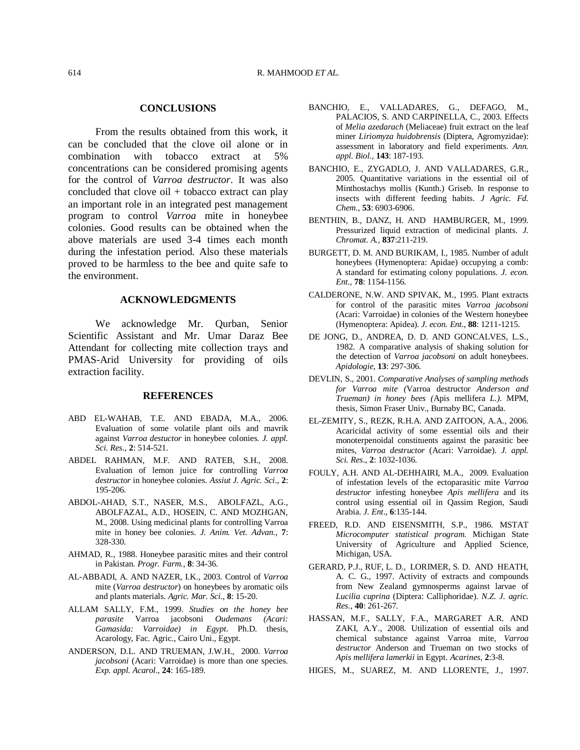## CONCLUSIONS

From the results obtained from this work, it can be concluded that the clove oil alone or in combination with tobacco extract at 5% concentrations can be considered promising agents for the control of *Varroa destructor*. It was also concluded that clove oil + tobacco extract can play an important role in an integrated pest management program to control *Varroa* mite in honeybee colonies. Good results can be obtained when the above materials are used 3-4 times each month during the infestation period. Also these materials proved to be harmless to the bee and quite safe to the environment.

## ACKNOWLEDGMENTS

We acknowledge Mr. Qurban, Senior Scientific Assistant and Mr. Umar Daraz Bee Attendant for collecting mite collection trays and PMAS-Arid University for providing of oils extraction facility.

## REFERENCES

ABD EL-WAHAB, T.E. AND EBADA, M.A., 2006. Evaluation of some volatile plant oils and mavrik against *Varroa destuctor* in honeybee colonies. *J. appl. Sci. Res.*, **2**: 514-521.

ABDEL RAHMAN, M.F. AND RATEB, S.H., 2008. Evaluation of lemon juice for controlling *Varroa destructor* in honeybee colonies. *Assiut J. Agric. Sci*., **2**: 195-206.

ABDOL-AHAD, S.T., NASER, M.S., ABOLFAZL, A.G., ABOLFAZAL, A.D., HOSEIN, C. AND MOZHGAN, M., 2008. Using medicinal plants for controlling Varroa mite in honey bee colonies. *J. Anim. Vet. Advan.*, **7**: 328-330.

AHMAD, R., 1988. Honeybee parasitic mites and their control in Pakistan. *Progr. Farm.*, **8**: 34-36.

AL-ABBADI, A. AND NAZER, I.K., 2003. Control of *Varroa* mite (*Varroa destructor*) on honeybees by aromatic oils and plants materials. *Agric. Mar. Sci*., **8**: 15-20.

ALLAM SALLY, F.M., 1999. *Studies on the honey bee parasite* Varroa jacobsoni *Oudemans (Acari: Gamasida: Varroidae) in Egypt*. Ph.D. thesis, Acarology, Fac. Agric., Cairo Uni., Egypt.

ANDERSON, D.L. AND TRUEMAN, J.W.H., 2000. *Varroa jacobsoni* (Acari: Varroidae) is more than one species. *Exp. appl. Acarol*., **24**: 165-189.

BANCHIO, E., VALLADARES, G., DEFAGO, M., PALACIOS, S. AND CARPINELLA, C., 2003. Effects of *Melia azedarach* (Meliaceae) fruit extract on the leaf miner *Liriomyza huidobrensis* (Diptera, Agromyzidae): assessment in laboratory and field experiments. *Ann. appl. Biol.*, **143**: 187-193.

BANCHIO, E., ZYGADLO, J. AND VALLADARES, G.R., 2005. Quantitative variations in the essential oil of Minthostachys mollis (Kunth.) Griseb. In response to insects with different feeding habits. *J Agric. Fd. Chem*., **53**: 6903-6906.

BENTHIN, B., DANZ, H. AND HAMBURGER, M., 1999. Pressurized liquid extraction of medicinal plants. *J. Chromat. A.*, **837**:211-219.

BURGETT, D. M. AND BURIKAM, I., 1985. Number of adult honeybees (Hymenoptera: Apidae) occupying a comb: A standard for estimating colony populations. *J. econ. Ent.*, **78**: 1154-1156.

CALDERONE, N.W. AND SPIVAK, M., 1995. Plant extracts for control of the parasitic mites *Varroa jacobsoni* (Acari: Varroidae) in colonies of the Western honeybee (Hymenoptera: Apidea). *J. econ. Ent.*, **88**: 1211-1215.

DE JONG, D., ANDREA, D. D. AND GONCALVES, L.S., 1982. A comparative analysis of shaking solution for the detection of *Varroa jacobsoni* on adult honeybees. *Apidologie*, **13**: 297-306.

DEVLIN, S., 2001. *Comparative Analyses of sampling methods for Varroa mite (*Varroa destructor *Anderson and Trueman) in honey bees (*Apis mellifera *L.)*. MPM, thesis, Simon Fraser Univ., Burnaby BC, Canada.

EL-ZEMITY, S., REZK, R.H.A. AND ZAITOON, A.A., 2006. Acaricidal activity of some essential oils and their monoterpenoidal constituents against the parasitic bee mites, *Varroa destructor* (Acari: Varroidae). *J. appl. Sci. Res*., **2**: 1032-1036.

FOULY, A.H. AND AL-DEHHAIRI, M.A., 2009. Evaluation of infestation levels of the ectoparasitic mite *Varroa destructor* infesting honeybee *Apis mellifera* and its control using essential oil in Qassim Region, Saudi Arabia. *J. Ent*., **6**:135-144.

FREED, R.D. AND EISENSMITH, S.P., 1986. MSTAT *Microcomputer statistical program.* Michigan State University of Agriculture and Applied Science, Michigan, USA.

GERARD, P.J., RUF, L. D., LORIMER, S. D. AND HEATH, A. C. G., 1997. Activity of extracts and compounds from New Zealand gymnosperms against larvae of *Lucilia cuprina* (Diptera: Calliphoridae). *N.Z. J. agric. Res*., **40**: 261-267.

HASSAN, M.F., SALLY, F.A., MARGARET A.R. AND ZAKI, A.Y., 2008. Utilization of essential oils and chemical substance against Varroa mite, *Varroa destructor* Anderson and Trueman on two stocks of *Apis mellifera lamerkii* in Egypt. *Acarines*, **2**:3-8.

HIGES, M., SUAREZ, M. AND LLORENTE, J., 1997.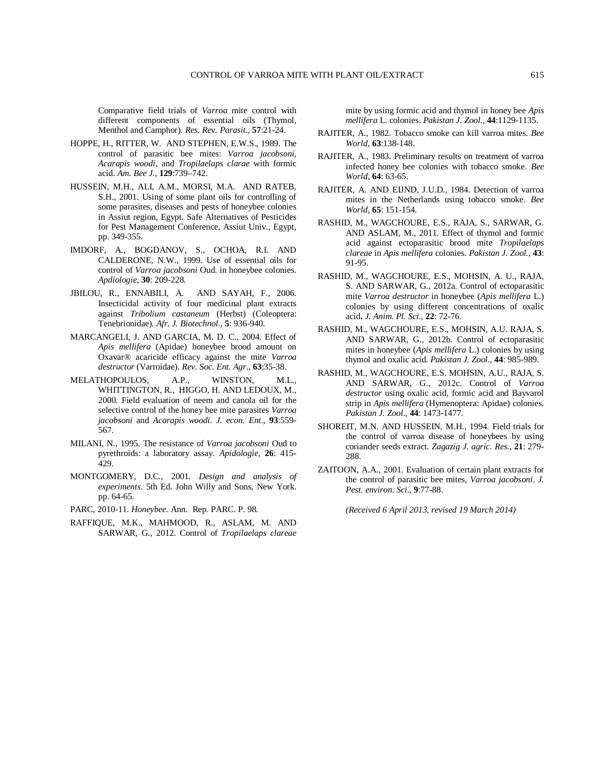Comparative field trials of *Varroa* mite control with different components of essential oils (Thymol, Menthol and Camphor). *Res. Rev. Parasit.,* **57**:21-24.

HOPPE, H., RITTER, W. AND STEPHEN, E.W.S., 1989. The control of parasitic bee mites: *Varroa jacobsoni, Acarapis woodi*, and *Tropilaelaps clarae* with formic acid. *Am. Bee J.,* **129**:739–742.

HUSSEIN, M.H., ALI, A.M., MORSI, M.A. AND RATEB, S.H., 2001. Using of some plant oils for controlling of some parasites, diseases and pests of honeybee colonies in Assiut region, Egypt. Safe Alternatives of Pesticides for Pest Management Conference, Assiut Univ., Egypt, pp. 349-355.

IMDORF, A., BOGDANOV, S., OCHOA, R.I. AND CALDERONE, N.W., 1999. Use of essential oils for control of *Varroa jacobsoni* Oud. in honeybee colonies. *Apdiologie,* **30**: 209-228.

JBILOU, R., ENNABILI, A. AND SAYAH, F., 2006. Insecticidal activity of four medicinal plant extracts against *Tribolium castaneum* (Herbst) (Coleoptera: Tenebrionidae). *Afr. J. Biotechnol.,* **5**: 936-940.

MARCANGELI, J. AND GARCIA, M. D. C., 2004. Effect of *Apis mellifera* (Apidae) honeybee brood amount on Oxavar® acaricide efficacy against the mite *Varroa destructor* (Varroidae). *Rev. Soc. Ent. Agr.,* **63**:35-38.

MELATHOPOULOS, A.P., WINSTON, M.L., WHITTINGTON, R., HIGGO, H. AND LEDOUX, M., 2000. Field evaluation of neem and canola oil for the selective control of the honey bee mite parasites *Varroa jacobsoni* and *Acarapis woodi*. *J. econ. Ent*., **93**:559-567.

MILANI, N., 1995. The resistance of *Varroa jacobsoni* Oud to pyrethroids: a laboratory assay. *Apidologie,* **26**: 415-429.

MONTGOMERY, D.C., 2001. *Design and analysis of experiments*. 5th Ed. John Willy and Sons, New York. pp. 64-65.

PARC, 2010-11. *Honeybee.* Ann. Rep. PARC. P. 98.

RAFFIQUE, M.K., MAHMOOD, R., ASLAM, M. AND SARWAR, G., 2012. Control of *Tropilaelaps clareae* mite by using formic acid and thymol in honey bee *Apis mellifera* L. colonies. *Pakistan J. Zool.,* **44**:1129-1135.

RAJITER, A., 1982. Tobacco smoke can kill varroa mites. *Bee World,* **63**:138-148.

RAJITER, A., 1983. Preliminary results on treatment of varroa infected honey bee colonies with tobacco smoke. *Bee World,* **64**: 63-65.

RAJITER, A. AND EIJND, J.U.D., 1984. Detection of varroa mites in the Netherlands using tobacco smoke. *Bee World,* **65**: 151-154.

RASHID, M., WAGCHOURE, E.S., RAJA, S., SARWAR, G. AND ASLAM, M., 2011. Effect of thymol and formic acid against ectoparasitic brood mite *Tropilaelaps clareae* in *Apis mellifera* colonies. *Pakistan J. Zool.,* **43**: 91-95.

RASHID, M., WAGCHOURE, E.S., MOHSIN, A. U., RAJA, S. AND SARWAR, G., 2012a. Control of ectoparasitic mite *Varroa destructor* in honeybee (*Apis mellifera* L.) colonies by using different concentrations of oxalic acid**.** *J. Anim. Pl. Sci.,* **22**: 72-76.

RASHID, M., WAGCHOURE, E.S., MOHSIN, A.U. RAJA, S. AND SARWAR, G., 2012b. Control of ectoparasitic mites in honeybee (*Apis mellifera* L.) colonies by using thymol and oxalic acid. *Pakistan J. Zool.,* **44**: 985-989.

RASHID, M., WAGCHOURE, E.S. MOHSIN, A.U., RAJA, S. AND SARWAR, G., 2012c. Control of *Varroa destructor* using oxalic acid, formic acid and Bayvarol strip in *Apis mellifera* (Hymenoptera: Apidae) colonies. *Pakistan J. Zool.,* **44**: 1473-1477.

SHOREIT, M.N. AND HUSSEIN, M.H., 1994. Field trials for the control of varroa disease of honeybees by using coriander seeds extract. *Zagazig J. agric. Res.,* **21**: 279-288.

ZAITOON, A.A., 2001. Evaluation of certain plant extracts for the control of parasitic bee mites, *Varroa jacobsoni*. *J. Pest. environ. Sci*., **9**:77-88.

*(Received 6 April 2013, revised 19 March 2014)*